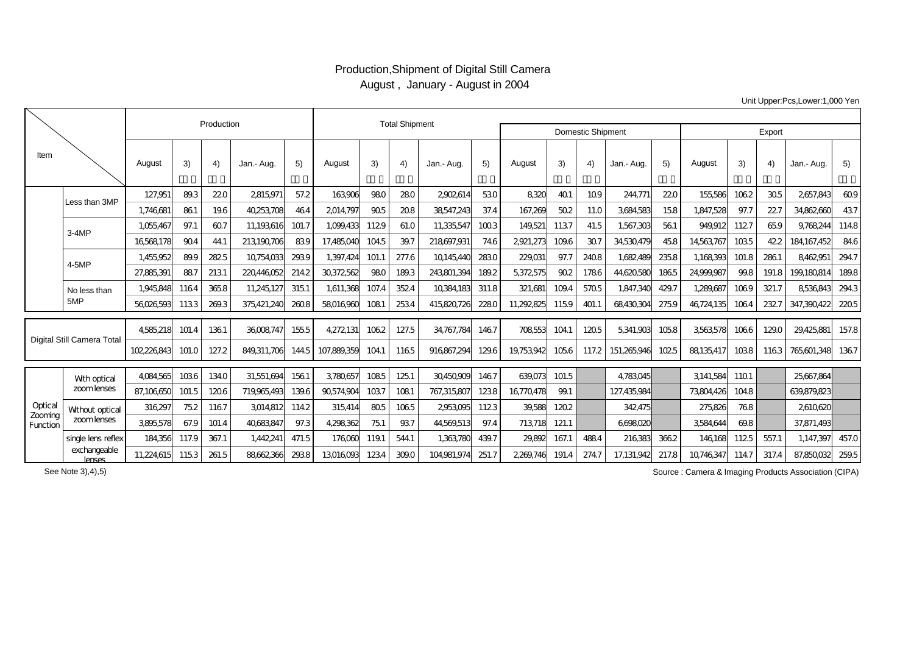# Production,Shipment of Digital Still Camera

August , January - August in 2004

Unit Upper:Pcs,Lower:1,000 Yen

| Item | | Production | | | | | Total Shipment | | | | | Domestic Shipment | | | | | Export | | | | |
|---|---|---|---|---|---|---|---|---|---|---|---|---|---|---|---|---|---|---|---|---|---|
| | | August | 3) | 4) | Jan.- Aug. | 5) | August | 3) | 4) | Jan.- Aug. | 5) | August | 3) | 4) | Jan.- Aug. | 5) | August | 3) | 4) | Jan.- Aug. | 5) |
| | Less than 3MP | 127,951 | 89.3 | 22.0 | 2,815,971 | 57.2 | 163,906 | 98.0 | 28.0 | 2,902,614 | 53.0 | 8,320 | 40.1 | 10.9 | 244,771 | 22.0 | 155,586 | 106.2 | 30.5 | 2,657,843 | 60.9 |
| | | 1,746,681 | 86.1 | 19.6 | 40,253,708 | 46.4 | 2,014,797 | 90.5 | 20.8 | 38,547,243 | 37.4 | 167,269 | 50.2 | 11.0 | 3,684,583 | 15.8 | 1,847,528 | 97.7 | 22.7 | 34,862,660 | 43.7 |
| | 3-4MP | 1,055,467 | 97.1 | 60.7 | 11,193,616 | 101.7 | 1,099,433 | 112.9 | 61.0 | 11,335,547 | 100.3 | 149,521 | 113.7 | 41.5 | 1,567,303 | 56.1 | 949,912 | 112.7 | 65.9 | 9,768,244 | 114.8 |
| | | 16,568,178 | 90.4 | 44.1 | 213,190,706 | 83.9 | 17,485,040 | 104.5 | 39.7 | 218,697,931 | 74.6 | 2,921,273 | 109.6 | 30.7 | 34,530,479 | 45.8 | 14,563,767 | 103.5 | 42.2 | 184,167,452 | 84.6 |
| | 4-5MP | 1,455,952 | 89.9 | 282.5 | 10,754,033 | 293.9 | 1,397,424 | 101.1 | 277.6 | 10,145,440 | 283.0 | 229,031 | 97.7 | 240.8 | 1,682,489 | 235.8 | 1,168,393 | 101.8 | 286.1 | 8,462,951 | 294.7 |
| | | 27,885,391 | 88.7 | 213.1 | 220,446,052 | 214.2 | 30,372,562 | 98.0 | 189.3 | 243,801,394 | 189.2 | 5,372,575 | 90.2 | 178.6 | 44,620,580 | 186.5 | 24,999,987 | 99.8 | 191.8 | 199,180,814 | 189.8 |
| | No less than 5MP | 1,945,848 | 116.4 | 365.8 | 11,245,127 | 315.1 | 1,611,368 | 107.4 | 352.4 | 10,384,183 | 311.8 | 321,681 | 109.4 | 570.5 | 1,847,340 | 429.7 | 1,289,687 | 106.9 | 321.7 | 8,536,843 | 294.3 |
| | | 56,026,593 | 113.3 | 269.3 | 375,421,240 | 260.8 | 58,016,960 | 108.1 | 253.4 | 415,820,726 | 228.0 | 11,292,825 | 115.9 | 401.1 | 68,430,304 | 275.9 | 46,724,135 | 106.4 | 232.7 | 347,390,422 | 220.5 |
| Digital Still Camera Total | | 4,585,218 | 101.4 | 136.1 | 36,008,747 | 155.5 | 4,272,131 | 106.2 | 127.5 | 34,767,784 | 146.7 | 708,553 | 104.1 | 120.5 | 5,341,903 | 105.8 | 3,563,578 | 106.6 | 129.0 | 29,425,881 | 157.8 |
| | | 102,226,843 | 101.0 | 127.2 | 849,311,706 | 144.5 | 107,889,359 | 104.1 | 116.5 | 916,867,294 | 129.6 | 19,753,942 | 105.6 | 117.2 | 151,265,946 | 102.5 | 88,135,417 | 103.8 | 116.3 | 765,601,348 | 136.7 |
| Optical Zooming Function | With optical zoom lenses | 4,084,565 | 103.6 | 134.0 | 31,551,694 | 156.1 | 3,780,657 | 108.5 | 125.1 | 30,450,909 | 146.7 | 639,073 | 101.5 | | 4,783,045 | | 3,141,584 | 110.1 | | 25,667,864 | |
| | | 87,106,650 | 101.5 | 120.6 | 719,965,493 | 139.6 | 90,574,904 | 103.7 | 108.1 | 767,315,807 | 123.8 | 16,770,478 | 99.1 | | 127,435,984 | | 73,804,426 | 104.8 | | 639,879,823 | |
| | Without optical zoom lenses | 316,297 | 75.2 | 116.7 | 3,014,812 | 114.2 | 315,414 | 80.5 | 106.5 | 2,953,095 | 112.3 | 39,588 | 120.2 | | 342,475 | | 275,826 | 76.8 | | 2,610,620 | |
| | | 3,895,578 | 67.9 | 101.4 | 40,683,847 | 97.3 | 4,298,362 | 75.1 | 93.7 | 44,569,513 | 97.4 | 713,718 | 121.1 | | 6,698,020 | | 3,584,644 | 69.8 | | 37,871,493 | |
| | single lens reflex exchangeable lenses | 184,356 | 117.9 | 367.1 | 1,442,241 | 471.5 | 176,060 | 119.1 | 544.1 | 1,363,780 | 439.7 | 29,892 | 167.1 | 488.4 | 216,383 | 366.2 | 146,168 | 112.5 | 557.1 | 1,147,397 | 457.0 |
| | | 11,224,615 | 115.3 | 261.5 | 88,662,366 | 293.8 | 13,016,093 | 123.4 | 309.0 | 104,981,974 | 251.7 | 2,269,746 | 191.4 | 274.7 | 17,131,942 | 217.8 | 10,746,347 | 114.7 | 317.4 | 87,850,032 | 259.5 |

See Note 3),4),5)

Source : Camera & Imaging Products Association (CIPA)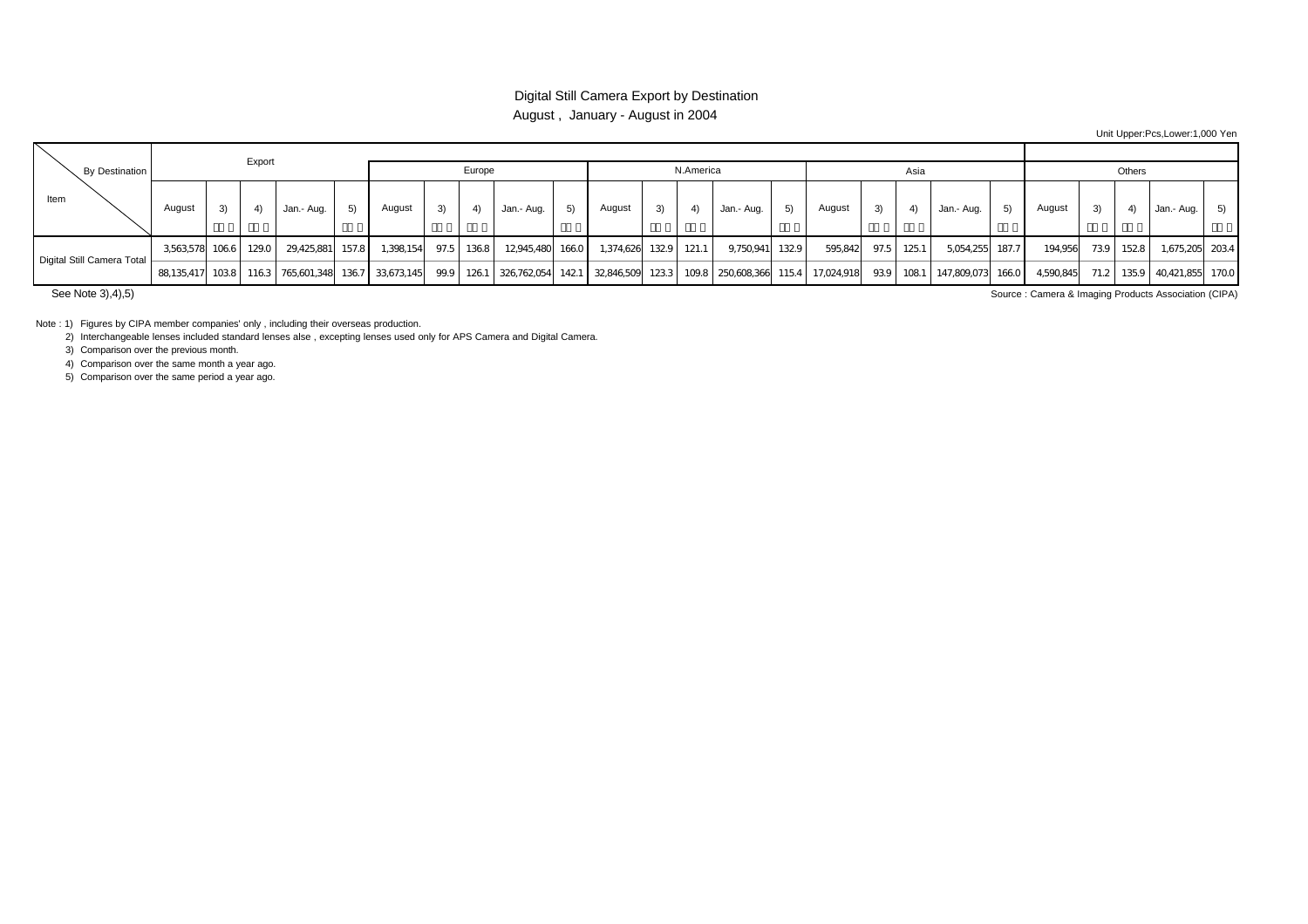# Digital Still Camera Export by Destination

August , January - August in 2004

Unit Upper:Pcs,Lower:1,000 Yen

| By Destination / Item | Export | | | | | Europe | | | | | N.America | | | | | Asia | | | | | Others | | | | |
|---|---|---|---|---|---|---|---|---|---|---|---|---|---|---|---|---|---|---|---|---|---|---|---|---|---|
| | August | 3) | 4) | Jan.- Aug. | 5) | August | 3) | 4) | Jan.- Aug. | 5) | August | 3) | 4) | Jan.- Aug. | 5) | August | 3) | 4) | Jan.- Aug. | 5) | August | 3) | 4) | Jan.- Aug. | 5) |
| Digital Still Camera Total | 3,563,578 | 106.6 | 129.0 | 29,425,881 | 157.8 | 1,398,154 | 97.5 | 136.8 | 12,945,480 | 166.0 | 1,374,626 | 132.9 | 121.1 | 9,750,941 | 132.9 | 595,842 | 97.5 | 125.1 | 5,054,255 | 187.7 | 194,956 | 73.9 | 152.8 | 1,675,205 | 203.4 |
| | 88,135,417 | 103.8 | 116.3 | 765,601,348 | 136.7 | 33,673,145 | 99.9 | 126.1 | 326,762,054 | 142.1 | 32,846,509 | 123.3 | 109.8 | 250,608,366 | 115.4 | 17,024,918 | 93.9 | 108.1 | 147,809,073 | 166.0 | 4,590,845 | 71.2 | 135.9 | 40,421,855 | 170.0 |

See Note 3),4),5)

Source : Camera & Imaging Products Association (CIPA)

Note : 1) Figures by CIPA member companies' only , including their overseas production.

2) Interchangeable lenses included standard lenses alse , excepting lenses used only for APS Camera and Digital Camera.

3) Comparison over the previous month.

4) Comparison over the same month a year ago.

5) Comparison over the same period a year ago.